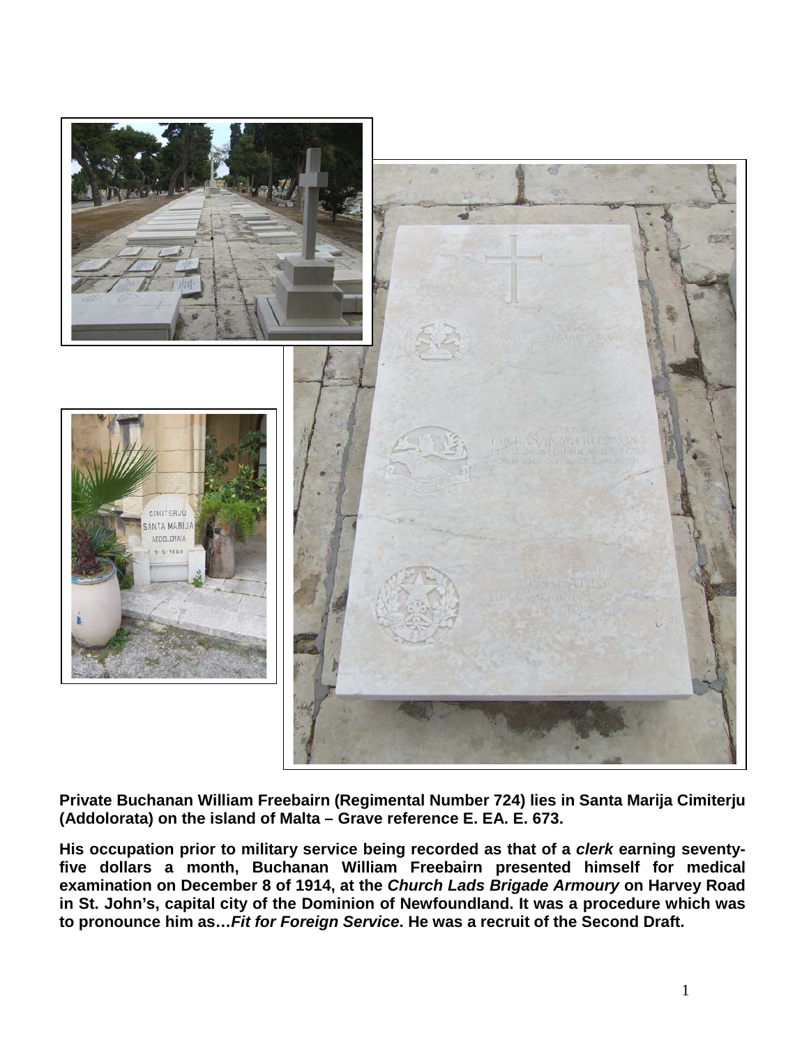**Private Buchanan William Freebairn (Regimental Number 724) lies in Santa Marija Cimiterju (Addolorata) on the island of Malta – Grave reference E. EA. E. 673.**

**His occupation prior to military service being recorded as that of a *clerk* earning seventy-five dollars a month, Buchanan William Freebairn presented himself for medical examination on December 8 of 1914, at the *Church Lads Brigade Armoury* on Harvey Road in St. John's, capital city of the Dominion of Newfoundland. It was a procedure which was to pronounce him as…*Fit for Foreign Service*. He was a recruit of the Second Draft.**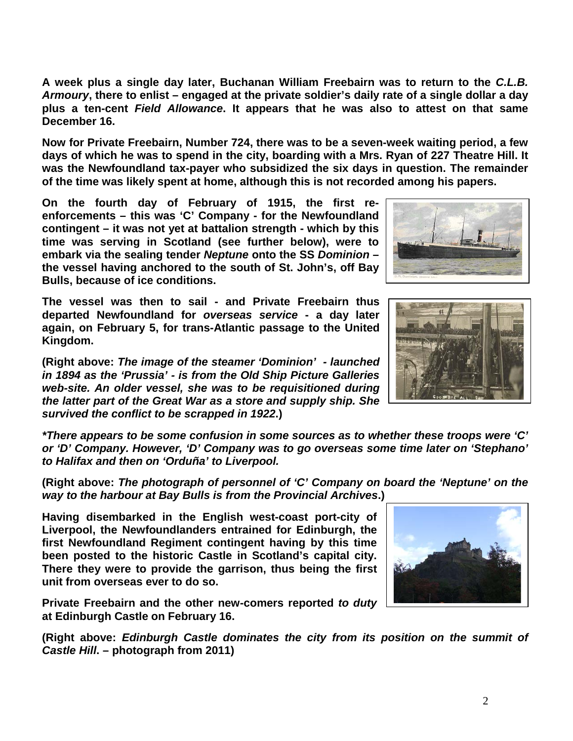**A week plus a single day later, Buchanan William Freebairn was to return to the *C.L.B. Armoury*, there to enlist – engaged at the private soldier's daily rate of a single dollar a day plus a ten-cent *Field Allowance*. It appears that he was also to attest on that same December 16.**

**Now for Private Freebairn, Number 724, there was to be a seven-week waiting period, a few days of which he was to spend in the city, boarding with a Mrs. Ryan of 227 Theatre Hill. It was the Newfoundland tax-payer who subsidized the six days in question. The remainder of the time was likely spent at home, although this is not recorded among his papers.**

**On the fourth day of February of 1915, the first re-enforcements – this was 'C' Company - for the Newfoundland contingent – it was not yet at battalion strength - which by this time was serving in Scotland (see further below), were to embark via the sealing tender *Neptune* onto the SS *Dominion* – the vessel having anchored to the south of St. John's, off Bay Bulls, because of ice conditions.**

**The vessel was then to sail - and Private Freebairn thus departed Newfoundland for *overseas service* - a day later again, on February 5, for trans-Atlantic passage to the United Kingdom.**

**(Right above: *The image of the steamer 'Dominion' - launched in 1894 as the 'Prussia' - is from the Old Ship Picture Galleries web-site. An older vessel, she was to be requisitioned during the latter part of the Great War as a store and supply ship. She survived the conflict to be scrapped in 1922*.)**

***\*There appears to be some confusion in some sources as to whether these troops were 'C' or 'D' Company. However, 'D' Company was to go overseas some time later on 'Stephano' to Halifax and then on 'Orduña' to Liverpool.***

**(Right above: *The photograph of personnel of 'C' Company on board the 'Neptune' on the way to the harbour at Bay Bulls is from the Provincial Archives*.)**

**Having disembarked in the English west-coast port-city of Liverpool, the Newfoundlanders entrained for Edinburgh, the first Newfoundland Regiment contingent having by this time been posted to the historic Castle in Scotland's capital city. There they were to provide the garrison, thus being the first unit from overseas ever to do so.**

**Private Freebairn and the other new-comers reported *to duty* at Edinburgh Castle on February 16.**

**(Right above: *Edinburgh Castle dominates the city from its position on the summit of Castle Hill*. – photograph from 2011)**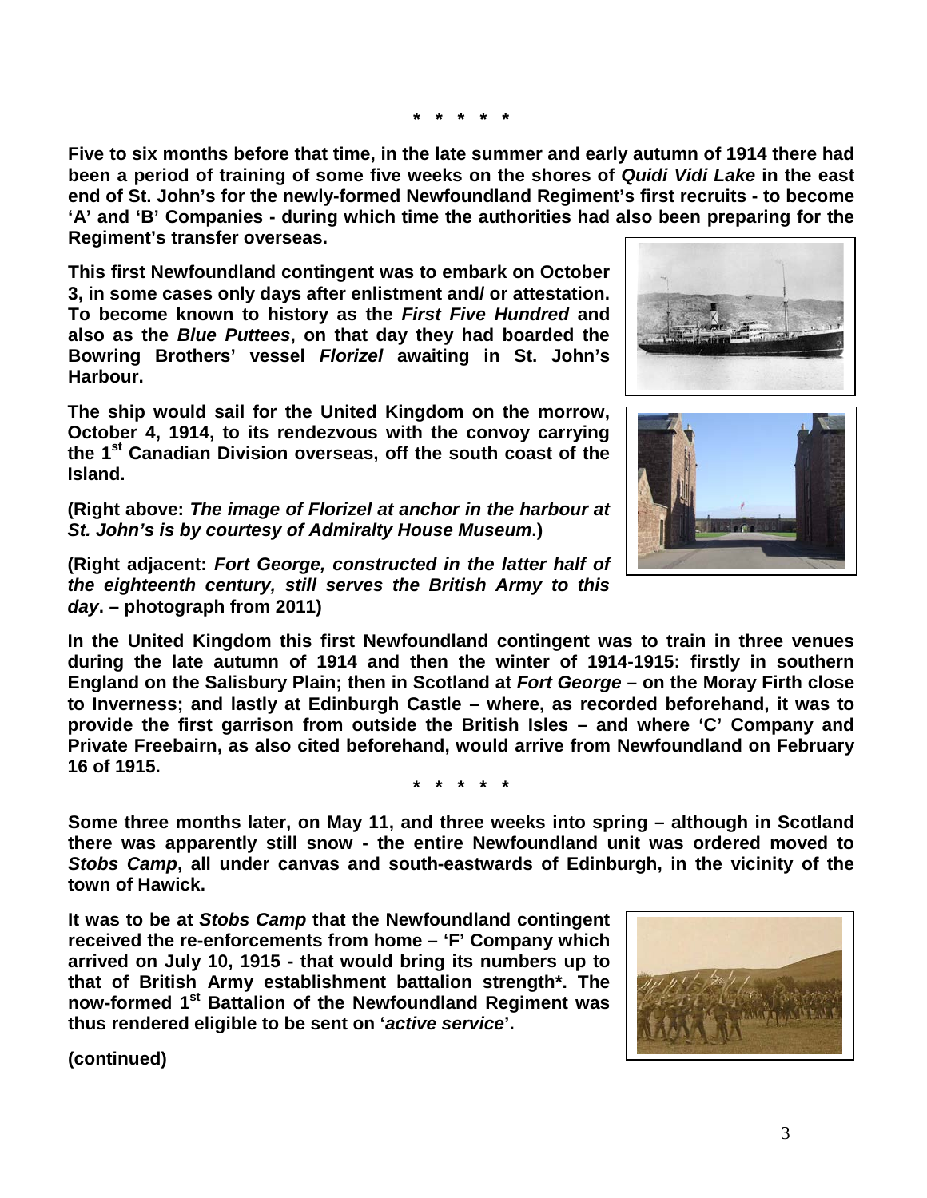**\* \* \* \* \***

**Five to six months before that time, in the late summer and early autumn of 1914 there had been a period of training of some five weeks on the shores of *Quidi Vidi Lake* in the east end of St. John's for the newly-formed Newfoundland Regiment's first recruits - to become 'A' and 'B' Companies - during which time the authorities had also been preparing for the Regiment's transfer overseas.**

**This first Newfoundland contingent was to embark on October 3, in some cases only days after enlistment and/ or attestation. To become known to history as the *First Five Hundred* and also as the *Blue Puttees*, on that day they had boarded the Bowring Brothers' vessel *Florizel* awaiting in St. John's Harbour.**

**The ship would sail for the United Kingdom on the morrow, October 4, 1914, to its rendezvous with the convoy carrying the 1st Canadian Division overseas, off the south coast of the Island.**

**(Right above: *The image of Florizel at anchor in the harbour at St. John's is by courtesy of Admiralty House Museum*.)**

**(Right adjacent: *Fort George, constructed in the latter half of the eighteenth century, still serves the British Army to this day*. – photograph from 2011)**

**In the United Kingdom this first Newfoundland contingent was to train in three venues during the late autumn of 1914 and then the winter of 1914-1915: firstly in southern England on the Salisbury Plain; then in Scotland at *Fort George* – on the Moray Firth close to Inverness; and lastly at Edinburgh Castle – where, as recorded beforehand, it was to provide the first garrison from outside the British Isles – and where 'C' Company and Private Freebairn, as also cited beforehand, would arrive from Newfoundland on February 16 of 1915.**

**\* \* \* \* \***

**Some three months later, on May 11, and three weeks into spring – although in Scotland there was apparently still snow - the entire Newfoundland unit was ordered moved to *Stobs Camp*, all under canvas and south-eastwards of Edinburgh, in the vicinity of the town of Hawick.**

**It was to be at *Stobs Camp* that the Newfoundland contingent received the re-enforcements from home – 'F' Company which arrived on July 10, 1915 - that would bring its numbers up to that of British Army establishment battalion strength\*. The now-formed 1st Battalion of the Newfoundland Regiment was thus rendered eligible to be sent on '*active service*'.**

**(continued)**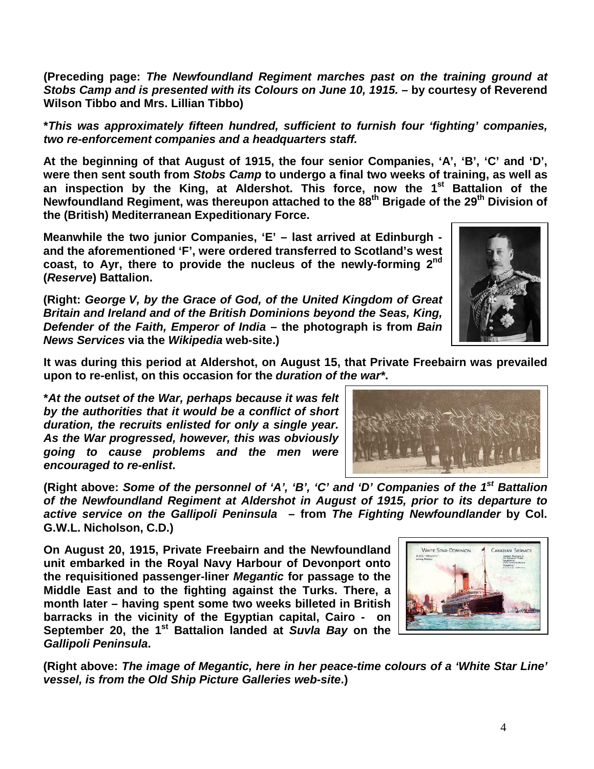**(Preceding page: *The Newfoundland Regiment marches past on the training ground at Stobs Camp and is presented with its Colours on June 10, 1915.* – by courtesy of Reverend Wilson Tibbo and Mrs. Lillian Tibbo)**

***This was approximately fifteen hundred, sufficient to furnish four 'fighting' companies, two re-enforcement companies and a headquarters staff.***

**At the beginning of that August of 1915, the four senior Companies, 'A', 'B', 'C' and 'D', were then sent south from *Stobs Camp* to undergo a final two weeks of training, as well as an inspection by the King, at Aldershot. This force, now the 1st Battalion of the Newfoundland Regiment, was thereupon attached to the 88th Brigade of the 29th Division of the (British) Mediterranean Expeditionary Force.**

**Meanwhile the two junior Companies, 'E' – last arrived at Edinburgh - and the aforementioned 'F', were ordered transferred to Scotland's west coast, to Ayr, there to provide the nucleus of the newly-forming 2nd (*Reserve*) Battalion.**

**(Right: *George V, by the Grace of God, of the United Kingdom of Great Britain and Ireland and of the British Dominions beyond the Seas, King, Defender of the Faith, Emperor of India* – the photograph is from *Bain News Services* via the *Wikipedia* web-site.)**

**It was during this period at Aldershot, on August 15, that Private Freebairn was prevailed upon to re-enlist, on this occasion for the *duration of the war****.**

***At the outset of the War, perhaps because it was felt by the authorities that it would be a conflict of short duration, the recruits enlisted for only a single year. As the War progressed, however, this was obviously going to cause problems and the men were encouraged to re-enlist*.**

**(Right above: *Some of the personnel of 'A', 'B', 'C' and 'D' Companies of the 1st Battalion of the Newfoundland Regiment at Aldershot in August of 1915, prior to its departure to active service on the Gallipoli Peninsula* – from *The Fighting Newfoundlander* by Col. G.W.L. Nicholson, C.D.)**

**On August 20, 1915, Private Freebairn and the Newfoundland unit embarked in the Royal Navy Harbour of Devonport onto the requisitioned passenger-liner *Megantic* for passage to the Middle East and to the fighting against the Turks. There, a month later – having spent some two weeks billeted in British barracks in the vicinity of the Egyptian capital, Cairo - on September 20, the 1st Battalion landed at *Suvla Bay* on the *Gallipoli Peninsula*.**

**(Right above: *The image of Megantic, here in her peace-time colours of a 'White Star Line' vessel, is from the Old Ship Picture Galleries web-site*.)**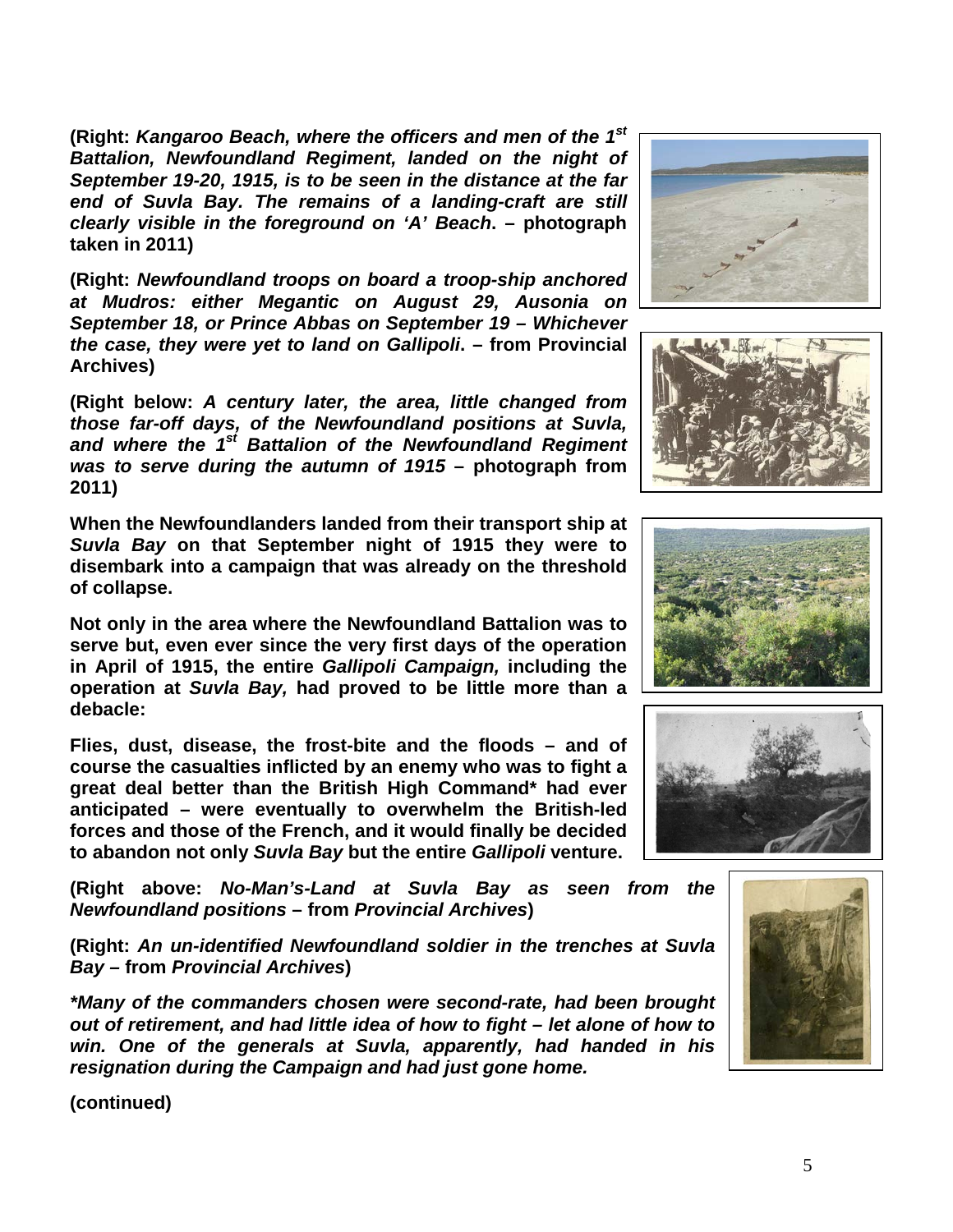**(Right: *Kangaroo Beach, where the officers and men of the 1st Battalion, Newfoundland Regiment, landed on the night of September 19-20, 1915, is to be seen in the distance at the far end of Suvla Bay. The remains of a landing-craft are still clearly visible in the foreground on 'A' Beach*. – photograph taken in 2011)**

**(Right: *Newfoundland troops on board a troop-ship anchored at Mudros: either Megantic on August 29, Ausonia on September 18, or Prince Abbas on September 19 – Whichever the case, they were yet to land on Gallipoli*. – from Provincial Archives)**

**(Right below: *A century later, the area, little changed from those far-off days, of the Newfoundland positions at Suvla, and where the 1st Battalion of the Newfoundland Regiment was to serve during the autumn of 1915* – photograph from 2011)**

**When the Newfoundlanders landed from their transport ship at *Suvla Bay* on that September night of 1915 they were to disembark into a campaign that was already on the threshold of collapse.**

**Not only in the area where the Newfoundland Battalion was to serve but, even ever since the very first days of the operation in April of 1915, the entire *Gallipoli Campaign,* including the operation at *Suvla Bay,* had proved to be little more than a debacle:**

**Flies, dust, disease, the frost-bite and the floods – and of course the casualties inflicted by an enemy who was to fight a great deal better than the British High Command\* had ever anticipated – were eventually to overwhelm the British-led forces and those of the French, and it would finally be decided to abandon not only *Suvla Bay* but the entire *Gallipoli* venture.**

**(Right above: *No-Man's-Land at Suvla Bay as seen from the Newfoundland positions* – from *Provincial Archives*)**

**(Right: *An un-identified Newfoundland soldier in the trenches at Suvla Bay* – from *Provincial Archives*)**

***\*Many of the commanders chosen were second-rate, had been brought out of retirement, and had little idea of how to fight – let alone of how to win. One of the generals at Suvla, apparently, had handed in his resignation during the Campaign and had just gone home.***

**(continued)**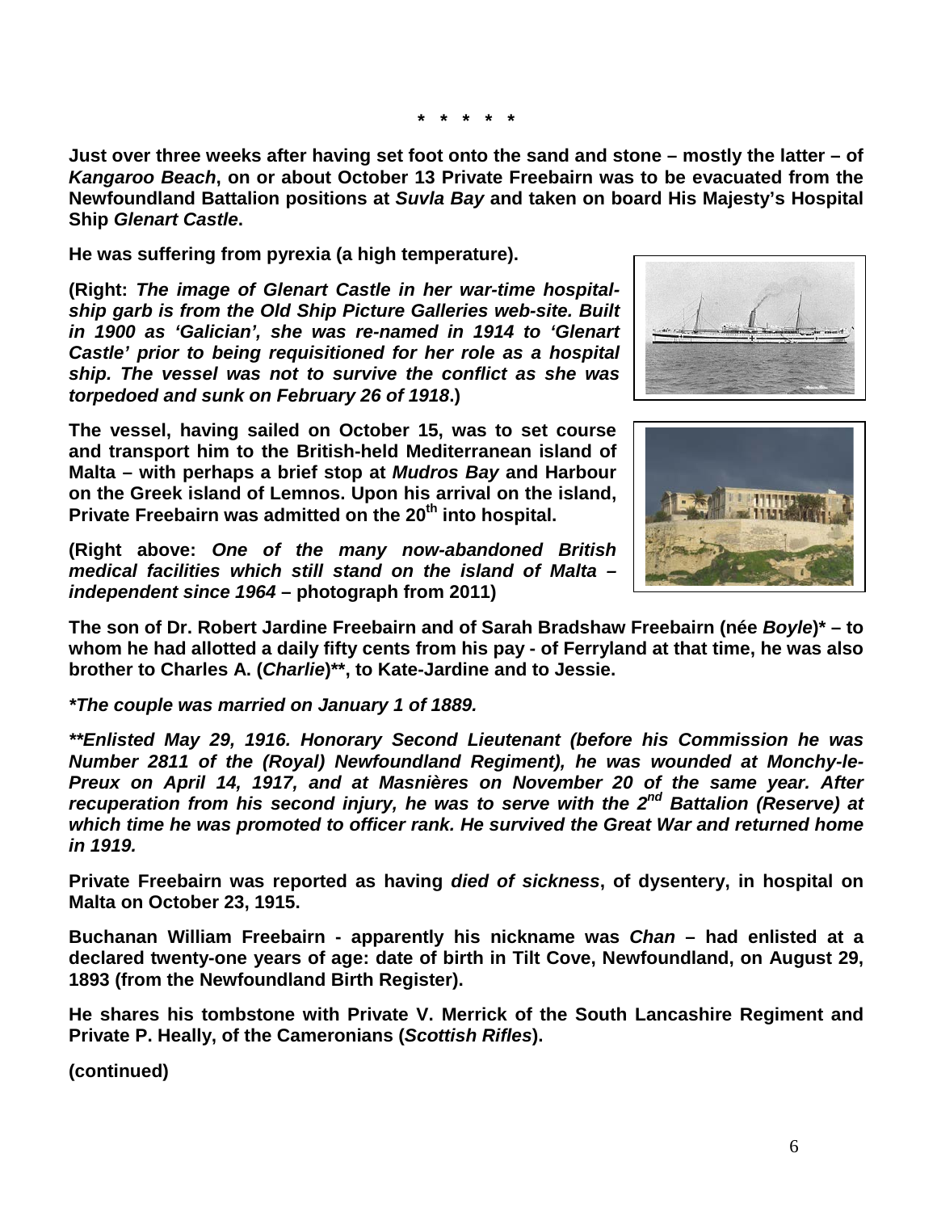\* \* \* \* \*

**Just over three weeks after having set foot onto the sand and stone – mostly the latter – of *Kangaroo Beach*, on or about October 13 Private Freebairn was to be evacuated from the Newfoundland Battalion positions at *Suvla Bay* and taken on board His Majesty's Hospital Ship *Glenart Castle*.**

**He was suffering from pyrexia (a high temperature).**

**(Right: *The image of Glenart Castle in her war-time hospital-ship garb is from the Old Ship Picture Galleries web-site. Built in 1900 as 'Galician', she was re-named in 1914 to 'Glenart Castle' prior to being requisitioned for her role as a hospital ship. The vessel was not to survive the conflict as she was torpedoed and sunk on February 26 of 1918*.)**

**The vessel, having sailed on October 15, was to set course and transport him to the British-held Mediterranean island of Malta – with perhaps a brief stop at *Mudros Bay* and Harbour on the Greek island of Lemnos. Upon his arrival on the island, Private Freebairn was admitted on the 20th into hospital.**

**(Right above: *One of the many now-abandoned British medical facilities which still stand on the island of Malta – independent since 1964* – photograph from 2011)**

**The son of Dr. Robert Jardine Freebairn and of Sarah Bradshaw Freebairn (née *Boyle*)\* – to whom he had allotted a daily fifty cents from his pay - of Ferryland at that time, he was also brother to Charles A. (*Charlie*)\*\*, to Kate-Jardine and to Jessie.**

***\*The couple was married on January 1 of 1889.***

***\*\*Enlisted May 29, 1916. Honorary Second Lieutenant (before his Commission he was Number 2811 of the (Royal) Newfoundland Regiment), he was wounded at Monchy-le-Preux on April 14, 1917, and at Masnières on November 20 of the same year. After recuperation from his second injury, he was to serve with the 2nd Battalion (Reserve) at which time he was promoted to officer rank. He survived the Great War and returned home in 1919.***

**Private Freebairn was reported as having *died of sickness*, of dysentery, in hospital on Malta on October 23, 1915.**

**Buchanan William Freebairn - apparently his nickname was *Chan* – had enlisted at a declared twenty-one years of age: date of birth in Tilt Cove, Newfoundland, on August 29, 1893 (from the Newfoundland Birth Register).**

**He shares his tombstone with Private V. Merrick of the South Lancashire Regiment and Private P. Heally, of the Cameronians (*Scottish Rifles*).**

**(continued)**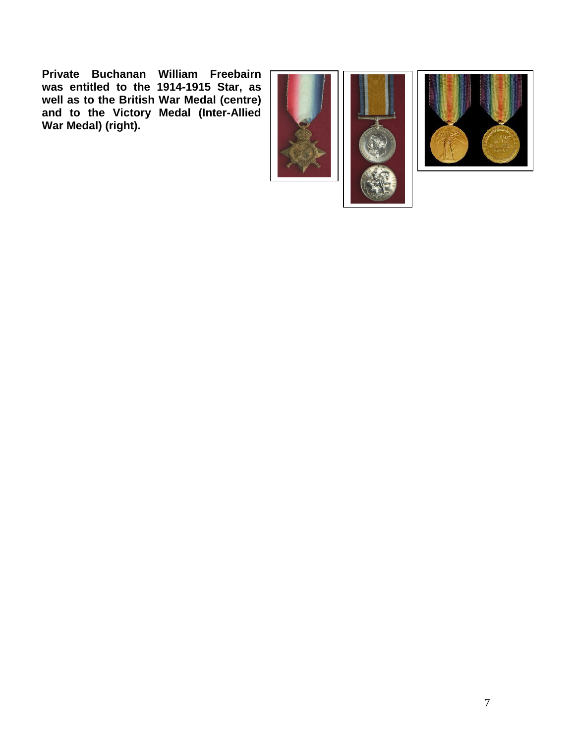**Private Buchanan William Freebairn was entitled to the 1914-1915 Star, as well as to the British War Medal (centre) and to the Victory Medal (Inter-Allied War Medal) (right).**